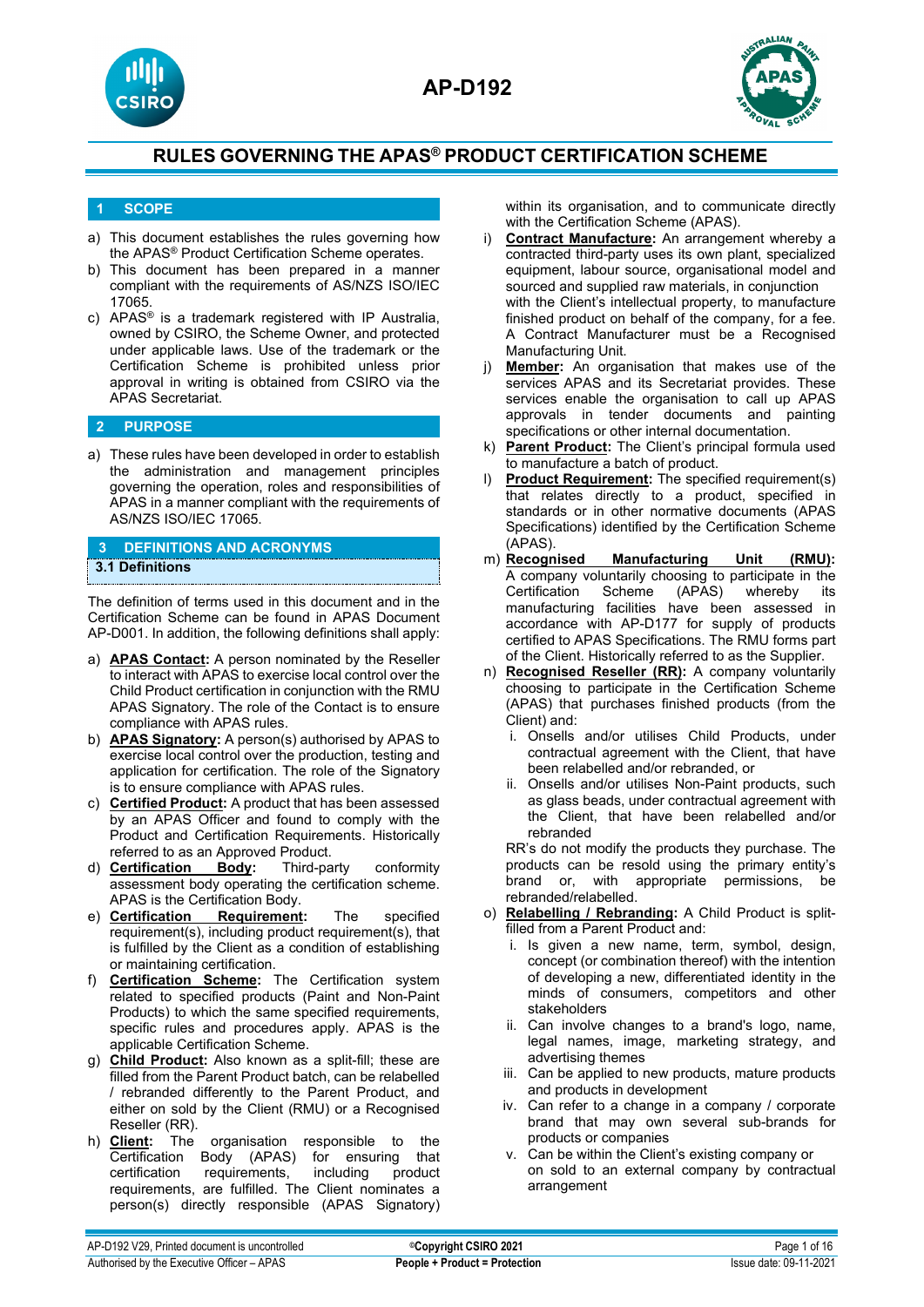# AP-D192

## RULES GOVERNING THE APAS® PRODUCT CERTIFICATION SCHEME

## 1 SCOPE

a) This document establishes the rules governing how the APAS® Product Certification Scheme operates.

b) This document has been prepared in a manner compliant with the requirements of AS/NZS ISO/IEC 17065.

c) APAS® is a trademark registered with IP Australia, owned by CSIRO, the Scheme Owner, and protected under applicable laws. Use of the trademark or the Certification Scheme is prohibited unless prior approval in writing is obtained from CSIRO via the APAS Secretariat.

## 2 PURPOSE

a) These rules have been developed in order to establish the administration and management principles governing the operation, roles and responsibilities of APAS in a manner compliant with the requirements of AS/NZS ISO/IEC 17065.

## 3 DEFINITIONS AND ACRONYMS

### 3.1 Definitions

The definition of terms used in this document and in the Certification Scheme can be found in APAS Document AP-D001. In addition, the following definitions shall apply:

a) **APAS Contact:** A person nominated by the Reseller to interact with APAS to exercise local control over the Child Product certification in conjunction with the RMU APAS Signatory. The role of the Contact is to ensure compliance with APAS rules.

b) **APAS Signatory:** A person(s) authorised by APAS to exercise local control over the production, testing and application for certification. The role of the Signatory is to ensure compliance with APAS rules.

c) **Certified Product:** A product that has been assessed by an APAS Officer and found to comply with the Product and Certification Requirements. Historically referred to as an Approved Product.

d) **Certification Body:** Third-party conformity assessment body operating the certification scheme. APAS is the Certification Body.

e) **Certification Requirement:** The specified requirement(s), including product requirement(s), that is fulfilled by the Client as a condition of establishing or maintaining certification.

f) **Certification Scheme:** The Certification system related to specified products (Paint and Non-Paint Products) to which the same specified requirements, specific rules and procedures apply. APAS is the applicable Certification Scheme.

g) **Child Product:** Also known as a split-fill; these are filled from the Parent Product batch, can be relabelled / rebranded differently to the Parent Product, and either on sold by the Client (RMU) or a Recognised Reseller (RR).

h) **Client:** The organisation responsible to the Certification Body (APAS) for ensuring that certification requirements, including product requirements, are fulfilled. The Client nominates a person(s) directly responsible (APAS Signatory) within its organisation, and to communicate directly with the Certification Scheme (APAS).

i) **Contract Manufacture:** An arrangement whereby a contracted third-party uses its own plant, specialized equipment, labour source, organisational model and sourced and supplied raw materials, in conjunction with the Client's intellectual property, to manufacture finished product on behalf of the company, for a fee. A Contract Manufacturer must be a Recognised Manufacturing Unit.

j) **Member:** An organisation that makes use of the services APAS and its Secretariat provides. These services enable the organisation to call up APAS approvals in tender documents and painting specifications or other internal documentation.

k) **Parent Product:** The Client's principal formula used to manufacture a batch of product.

l) **Product Requirement:** The specified requirement(s) that relates directly to a product, specified in standards or in other normative documents (APAS Specifications) identified by the Certification Scheme (APAS).

m) **Recognised Manufacturing Unit (RMU):** A company voluntarily choosing to participate in the Certification Scheme (APAS) whereby its manufacturing facilities have been assessed in accordance with AP-D177 for supply of products certified to APAS Specifications. The RMU forms part of the Client. Historically referred to as the Supplier.

n) **Recognised Reseller (RR):** A company voluntarily choosing to participate in the Certification Scheme (APAS) that purchases finished products (from the Client) and:
   i. Onsells and/or utilises Child Products, under contractual agreement with the Client, that have been relabelled and/or rebranded, or
   ii. Onsells and/or utilises Non-Paint products, such as glass beads, under contractual agreement with the Client, that have been relabelled and/or rebranded

   RR's do not modify the products they purchase. The products can be resold using the primary entity's brand or, with appropriate permissions, be rebranded/relabelled.

o) **Relabelling / Rebranding:** A Child Product is split-filled from a Parent Product and:
   i. Is given a new name, term, symbol, design, concept (or combination thereof) with the intention of developing a new, differentiated identity in the minds of consumers, competitors and other stakeholders
   ii. Can involve changes to a brand's logo, name, legal names, image, marketing strategy, and advertising themes
   iii. Can be applied to new products, mature products and products in development
   iv. Can refer to a change in a company / corporate brand that may own several sub-brands for products or companies
   v. Can be within the Client's existing company or on sold to an external company by contractual arrangement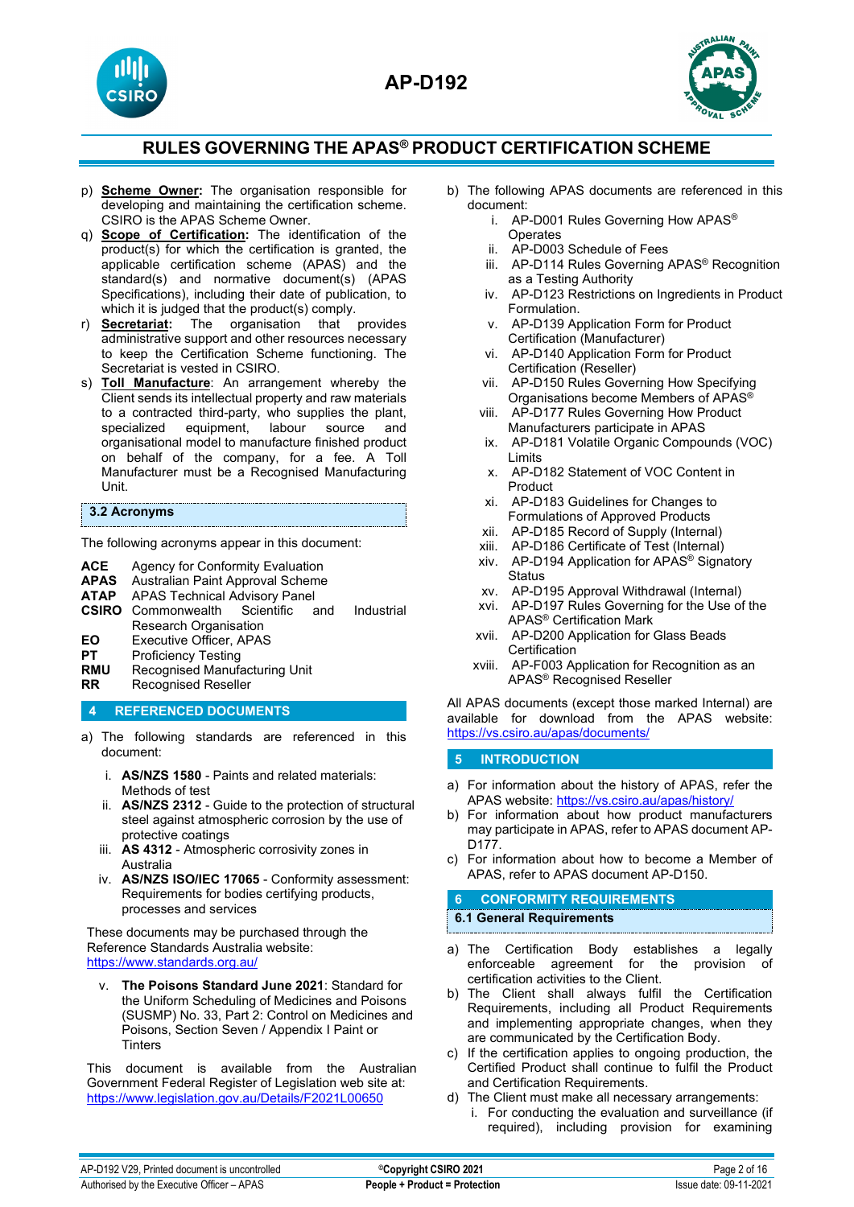p) **Scheme Owner:** The organisation responsible for developing and maintaining the certification scheme. CSIRO is the APAS Scheme Owner.
q) **Scope of Certification:** The identification of the product(s) for which the certification is granted, the applicable certification scheme (APAS) and the standard(s) and normative document(s) (APAS Specifications), including their date of publication, to which it is judged that the product(s) comply.
r) **Secretariat:** The organisation that provides administrative support and other resources necessary to keep the Certification Scheme functioning. The Secretariat is vested in CSIRO.
s) **Toll Manufacture**: An arrangement whereby the Client sends its intellectual property and raw materials to a contracted third-party, who supplies the plant, specialized equipment, labour source and organisational model to manufacture finished product on behalf of the company, for a fee. A Toll Manufacturer must be a Recognised Manufacturing Unit.

### 3.2 Acronyms

The following acronyms appear in this document:

| | |
|---|---|
| **ACE** | Agency for Conformity Evaluation |
| **APAS** | Australian Paint Approval Scheme |
| **ATAP** | APAS Technical Advisory Panel |
| **CSIRO** | Commonwealth Scientific and Industrial Research Organisation |
| **EO** | Executive Officer, APAS |
| **PT** | Proficiency Testing |
| **RMU** | Recognised Manufacturing Unit |
| **RR** | Recognised Reseller |

## 4 REFERENCED DOCUMENTS

a) The following standards are referenced in this document:

   i. **AS/NZS 1580** - Paints and related materials: Methods of test
   ii. **AS/NZS 2312** - Guide to the protection of structural steel against atmospheric corrosion by the use of protective coatings
   iii. **AS 4312** - Atmospheric corrosivity zones in Australia
   iv. **AS/NZS ISO/IEC 17065** - Conformity assessment: Requirements for bodies certifying products, processes and services

   These documents may be purchased through the Reference Standards Australia website: https://www.standards.org.au/

   v. **The Poisons Standard June 2021**: Standard for the Uniform Scheduling of Medicines and Poisons (SUSMP) No. 33, Part 2: Control on Medicines and Poisons, Section Seven / Appendix I Paint or Tinters

   This document is available from the Australian Government Federal Register of Legislation web site at: https://www.legislation.gov.au/Details/F2021L00650

b) The following APAS documents are referenced in this document:

   i. AP-D001 Rules Governing How APAS® Operates
   ii. AP-D003 Schedule of Fees
   iii. AP-D114 Rules Governing APAS® Recognition as a Testing Authority
   iv. AP-D123 Restrictions on Ingredients in Product Formulation.
   v. AP-D139 Application Form for Product Certification (Manufacturer)
   vi. AP-D140 Application Form for Product Certification (Reseller)
   vii. AP-D150 Rules Governing How Specifying Organisations become Members of APAS®
   viii. AP-D177 Rules Governing How Product Manufacturers participate in APAS
   ix. AP-D181 Volatile Organic Compounds (VOC) Limits
   x. AP-D182 Statement of VOC Content in Product
   xi. AP-D183 Guidelines for Changes to Formulations of Approved Products
   xii. AP-D185 Record of Supply (Internal)
   xiii. AP-D186 Certificate of Test (Internal)
   xiv. AP-D194 Application for APAS® Signatory Status
   xv. AP-D195 Approval Withdrawal (Internal)
   xvi. AP-D197 Rules Governing for the Use of the APAS® Certification Mark
   xvii. AP-D200 Application for Glass Beads Certification
   xviii. AP-F003 Application for Recognition as an APAS® Recognised Reseller

All APAS documents (except those marked Internal) are available for download from the APAS website: https://vs.csiro.au/apas/documents/

## 5 INTRODUCTION

a) For information about the history of APAS, refer the APAS website: https://vs.csiro.au/apas/history/
b) For information about how product manufacturers may participate in APAS, refer to APAS document AP-D177.
c) For information about how to become a Member of APAS, refer to APAS document AP-D150.

## 6 CONFORMITY REQUIREMENTS

### 6.1 General Requirements

a) The Certification Body establishes a legally enforceable agreement for the provision of certification activities to the Client.
b) The Client shall always fulfil the Certification Requirements, including all Product Requirements and implementing appropriate changes, when they are communicated by the Certification Body.
c) If the certification applies to ongoing production, the Certified Product shall continue to fulfil the Product and Certification Requirements.
d) The Client must make all necessary arrangements:
   i. For conducting the evaluation and surveillance (if required), including provision for examining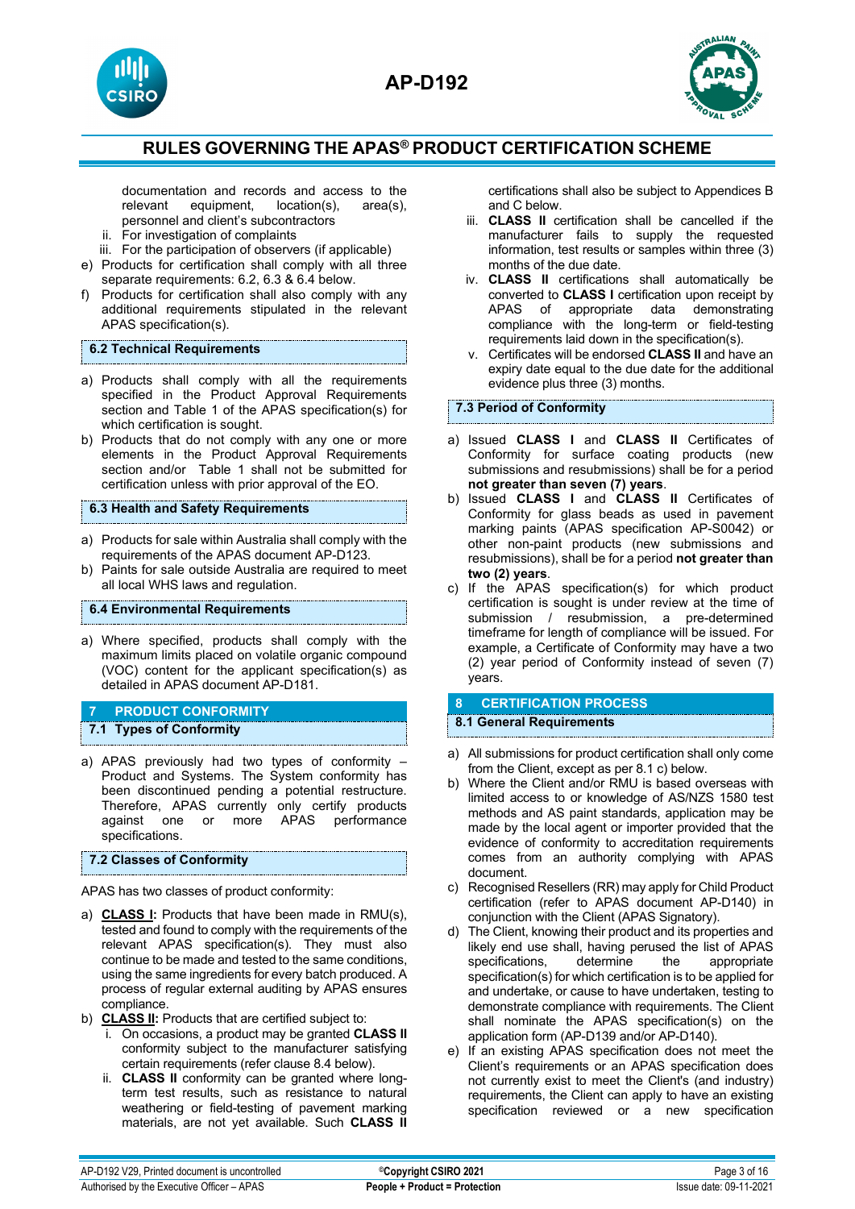documentation and records and access to the relevant equipment, location(s), area(s), personnel and client's subcontractors
   ii. For investigation of complaints
   iii. For the participation of observers (if applicable)

e) Products for certification shall comply with all three separate requirements: 6.2, 6.3 & 6.4 below.
f) Products for certification shall also comply with any additional requirements stipulated in the relevant APAS specification(s).

### 6.2 Technical Requirements

a) Products shall comply with all the requirements specified in the Product Approval Requirements section and Table 1 of the APAS specification(s) for which certification is sought.
b) Products that do not comply with any one or more elements in the Product Approval Requirements section and/or Table 1 shall not be submitted for certification unless with prior approval of the EO.

### 6.3 Health and Safety Requirements

a) Products for sale within Australia shall comply with the requirements of the APAS document AP-D123.
b) Paints for sale outside Australia are required to meet all local WHS laws and regulation.

### 6.4 Environmental Requirements

a) Where specified, products shall comply with the maximum limits placed on volatile organic compound (VOC) content for the applicant specification(s) as detailed in APAS document AP-D181.

## 7 PRODUCT CONFORMITY

### 7.1 Types of Conformity

a) APAS previously had two types of conformity – Product and Systems. The System conformity has been discontinued pending a potential restructure. Therefore, APAS currently only certify products against one or more APAS performance specifications.

### 7.2 Classes of Conformity

APAS has two classes of product conformity:

a) **CLASS I:** Products that have been made in RMU(s), tested and found to comply with the requirements of the relevant APAS specification(s). They must also continue to be made and tested to the same conditions, using the same ingredients for every batch produced. A process of regular external auditing by APAS ensures compliance.
b) **CLASS II:** Products that are certified subject to:
   i. On occasions, a product may be granted **CLASS II** conformity subject to the manufacturer satisfying certain requirements (refer clause 8.4 below).
   ii. **CLASS II** conformity can be granted where long-term test results, such as resistance to natural weathering or field-testing of pavement marking materials, are not yet available. Such **CLASS II** certifications shall also be subject to Appendices B and C below.
   iii. **CLASS II** certification shall be cancelled if the manufacturer fails to supply the requested information, test results or samples within three (3) months of the due date.
   iv. **CLASS II** certifications shall automatically be converted to **CLASS I** certification upon receipt by APAS of appropriate data demonstrating compliance with the long-term or field-testing requirements laid down in the specification(s).
   v. Certificates will be endorsed **CLASS II** and have an expiry date equal to the due date for the additional evidence plus three (3) months.

### 7.3 Period of Conformity

a) Issued **CLASS I** and **CLASS II** Certificates of Conformity for surface coating products (new submissions and resubmissions) shall be for a period **not greater than seven (7) years**.
b) Issued **CLASS I** and **CLASS II** Certificates of Conformity for glass beads as used in pavement marking paints (APAS specification AP-S0042) or other non-paint products (new submissions and resubmissions), shall be for a period **not greater than two (2) years**.
c) If the APAS specification(s) for which product certification is sought is under review at the time of submission / resubmission, a pre-determined timeframe for length of compliance will be issued. For example, a Certificate of Conformity may have a two (2) year period of Conformity instead of seven (7) years.

## 8 CERTIFICATION PROCESS

### 8.1 General Requirements

a) All submissions for product certification shall only come from the Client, except as per 8.1 c) below.
b) Where the Client and/or RMU is based overseas with limited access to or knowledge of AS/NZS 1580 test methods and AS paint standards, application may be made by the local agent or importer provided that the evidence of conformity to accreditation requirements comes from an authority complying with APAS document.
c) Recognised Resellers (RR) may apply for Child Product certification (refer to APAS document AP-D140) in conjunction with the Client (APAS Signatory).
d) The Client, knowing their product and its properties and likely end use shall, having perused the list of APAS specifications, determine the appropriate specification(s) for which certification is to be applied for and undertake, or cause to have undertaken, testing to demonstrate compliance with requirements. The Client shall nominate the APAS specification(s) on the application form (AP-D139 and/or AP-D140).
e) If an existing APAS specification does not meet the Client's requirements or an APAS specification does not currently exist to meet the Client's (and industry) requirements, the Client can apply to have an existing specification reviewed or a new specification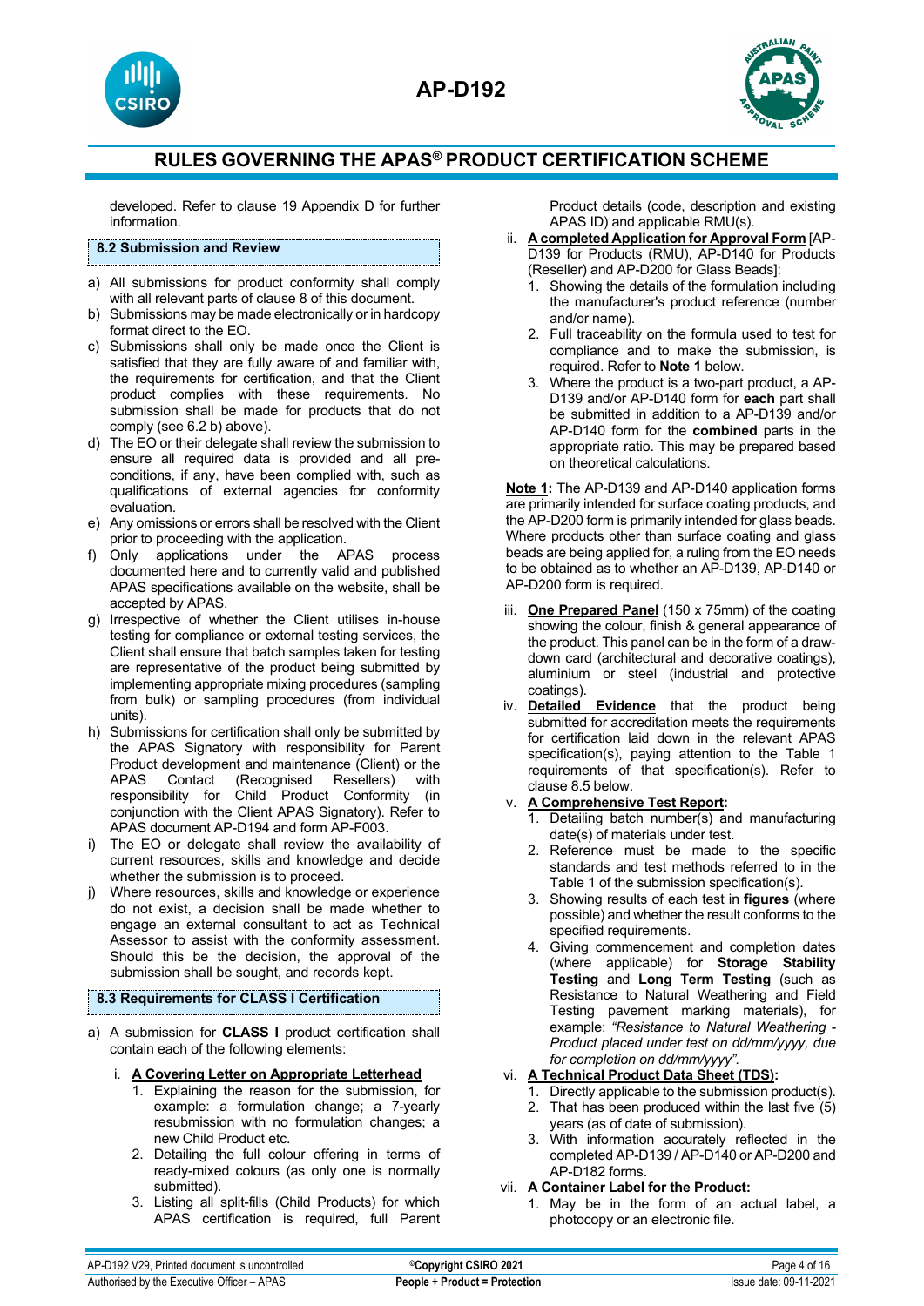developed. Refer to clause 19 Appendix D for further information.

### 8.2 Submission and Review

a) All submissions for product conformity shall comply with all relevant parts of clause 8 of this document.
b) Submissions may be made electronically or in hardcopy format direct to the EO.
c) Submissions shall only be made once the Client is satisfied that they are fully aware of and familiar with, the requirements for certification, and that the Client product complies with these requirements. No submission shall be made for products that do not comply (see 6.2 b) above).
d) The EO or their delegate shall review the submission to ensure all required data is provided and all pre-conditions, if any, have been complied with, such as qualifications of external agencies for conformity evaluation.
e) Any omissions or errors shall be resolved with the Client prior to proceeding with the application.
f) Only applications under the APAS process documented here and to currently valid and published APAS specifications available on the website, shall be accepted by APAS.
g) Irrespective of whether the Client utilises in-house testing for compliance or external testing services, the Client shall ensure that batch samples taken for testing are representative of the product being submitted by implementing appropriate mixing procedures (sampling from bulk) or sampling procedures (from individual units).
h) Submissions for certification shall only be submitted by the APAS Signatory with responsibility for Parent Product development and maintenance (Client) or the APAS Contact (Recognised Resellers) with responsibility for Child Product Conformity (in conjunction with the Client APAS Signatory). Refer to APAS document AP-D194 and form AP-F003.
i) The EO or delegate shall review the availability of current resources, skills and knowledge and decide whether the submission is to proceed.
j) Where resources, skills and knowledge or experience do not exist, a decision shall be made whether to engage an external consultant to act as Technical Assessor to assist with the conformity assessment. Should this be the decision, the approval of the submission shall be sought, and records kept.

### 8.3 Requirements for CLASS I Certification

a) A submission for **CLASS I** product certification shall contain each of the following elements:

   i. <u>**A Covering Letter on Appropriate Letterhead**</u>
      1. Explaining the reason for the submission, for example: a formulation change; a 7-yearly resubmission with no formulation changes; a new Child Product etc.
      2. Detailing the full colour offering in terms of ready-mixed colours (as only one is normally submitted).
      3. Listing all split-fills (Child Products) for which APAS certification is required, full Parent Product details (code, description and existing APAS ID) and applicable RMU(s).

   ii. <u>**A completed Application for Approval Form**</u> [AP-D139 for Products (RMU), AP-D140 for Products (Reseller) and AP-D200 for Glass Beads]:
      1. Showing the details of the formulation including the manufacturer's product reference (number and/or name).
      2. Full traceability on the formula used to test for compliance and to make the submission, is required. Refer to **Note 1** below.
      3. Where the product is a two-part product, a AP-D139 and/or AP-D140 form for **each** part shall be submitted in addition to a AP-D139 and/or AP-D140 form for the **combined** parts in the appropriate ratio. This may be prepared based on theoretical calculations.

<u>**Note 1:**</u> The AP-D139 and AP-D140 application forms are primarily intended for surface coating products, and the AP-D200 form is primarily intended for glass beads. Where products other than surface coating and glass beads are being applied for, a ruling from the EO needs to be obtained as to whether an AP-D139, AP-D140 or AP-D200 form is required.

   iii. <u>**One Prepared Panel**</u> (150 x 75mm) of the coating showing the colour, finish & general appearance of the product. This panel can be in the form of a draw-down card (architectural and decorative coatings), aluminium or steel (industrial and protective coatings).

   iv. <u>**Detailed Evidence**</u> that the product being submitted for accreditation meets the requirements for certification laid down in the relevant APAS specification(s), paying attention to the Table 1 requirements of that specification(s). Refer to clause 8.5 below.

   v. <u>**A Comprehensive Test Report:**</u>
      1. Detailing batch number(s) and manufacturing date(s) of materials under test.
      2. Reference must be made to the specific standards and test methods referred to in the Table 1 of the submission specification(s).
      3. Showing results of each test in **figures** (where possible) and whether the result conforms to the specified requirements.
      4. Giving commencement and completion dates (where applicable) for **Storage Stability Testing** and **Long Term Testing** (such as Resistance to Natural Weathering and Field Testing pavement marking materials), for example: *"Resistance to Natural Weathering - Product placed under test on dd/mm/yyyy, due for completion on dd/mm/yyyy".*

   vi. <u>**A Technical Product Data Sheet (TDS):**</u>
      1. Directly applicable to the submission product(s).
      2. That has been produced within the last five (5) years (as of date of submission).
      3. With information accurately reflected in the completed AP-D139 / AP-D140 or AP-D200 and AP-D182 forms.

   vii. <u>**A Container Label for the Product:**</u>
      1. May be in the form of an actual label, a photocopy or an electronic file.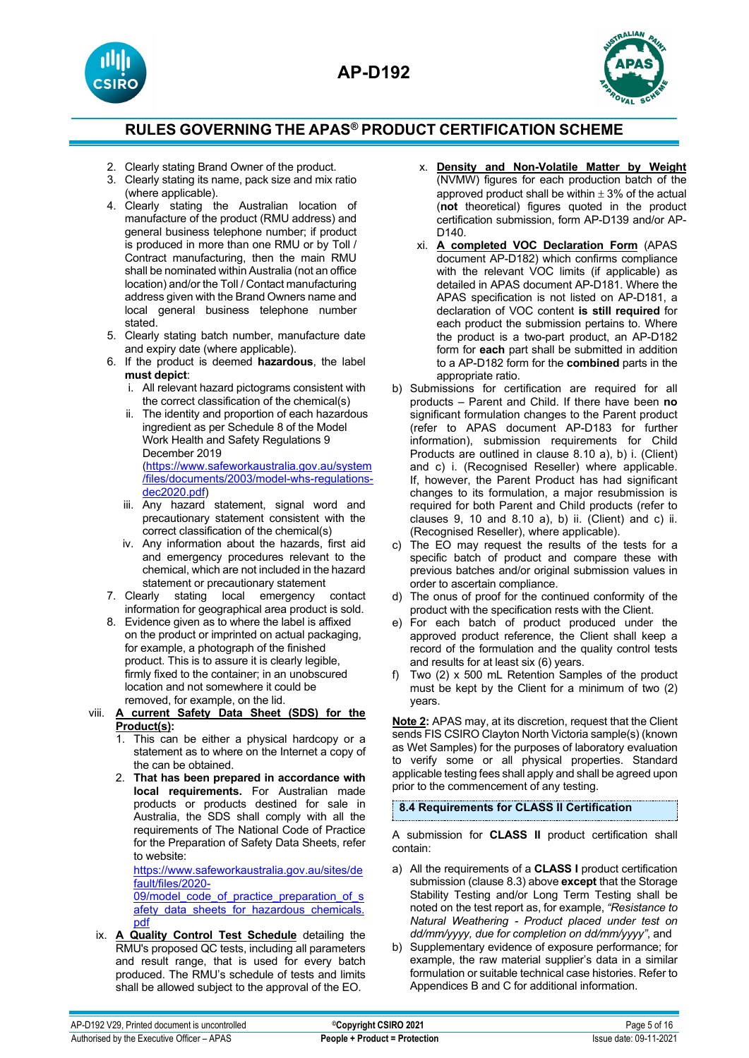2. Clearly stating Brand Owner of the product.
3. Clearly stating its name, pack size and mix ratio (where applicable).
4. Clearly stating the Australian location of manufacture of the product (RMU address) and general business telephone number; if product is produced in more than one RMU or by Toll / Contract manufacturing, then the main RMU shall be nominated within Australia (not an office location) and/or the Toll / Contact manufacturing address given with the Brand Owners name and local general business telephone number stated.
5. Clearly stating batch number, manufacture date and expiry date (where applicable).
6. If the product is deemed **hazardous**, the label **must depict**:
   i. All relevant hazard pictograms consistent with the correct classification of the chemical(s)
   ii. The identity and proportion of each hazardous ingredient as per Schedule 8 of the Model Work Health and Safety Regulations 9 December 2019 (https://www.safeworkaustralia.gov.au/system/files/documents/2003/model-whs-regulations-dec2020.pdf)
   iii. Any hazard statement, signal word and precautionary statement consistent with the correct classification of the chemical(s)
   iv. Any information about the hazards, first aid and emergency procedures relevant to the chemical, which are not included in the hazard statement or precautionary statement
7. Clearly stating local emergency contact information for geographical area product is sold.
8. Evidence given as to where the label is affixed on the product or imprinted on actual packaging, for example, a photograph of the finished product. This is to assure it is clearly legible, firmly fixed to the container; in an unobscured location and not somewhere it could be removed, for example, on the lid.

viii. **A current Safety Data Sheet (SDS) for the Product(s):**
1. This can be either a physical hardcopy or a statement as to where on the Internet a copy of the can be obtained.
2. **That has been prepared in accordance with local requirements.** For Australian made products or products destined for sale in Australia, the SDS shall comply with all the requirements of The National Code of Practice for the Preparation of Safety Data Sheets, refer to website: https://www.safeworkaustralia.gov.au/sites/default/files/2020-09/model_code_of_practice_preparation_of_safety_data_sheets_for_hazardous_chemicals.pdf

ix. **A Quality Control Test Schedule** detailing the RMU's proposed QC tests, including all parameters and result range, that is used for every batch produced. The RMU's schedule of tests and limits shall be allowed subject to the approval of the EO.

x. **Density and Non-Volatile Matter by Weight** (NVMW) figures for each production batch of the approved product shall be within ± 3% of the actual (**not** theoretical) figures quoted in the product certification submission, form AP-D139 and/or AP-D140.

xi. **A completed VOC Declaration Form** (APAS document AP-D182) which confirms compliance with the relevant VOC limits (if applicable) as detailed in APAS document AP-D181. Where the APAS specification is not listed on AP-D181, a declaration of VOC content **is still required** for each product the submission pertains to. Where the product is a two-part product, an AP-D182 form for **each** part shall be submitted in addition to a AP-D182 form for the **combined** parts in the appropriate ratio.

b) Submissions for certification are required for all products – Parent and Child. If there have been **no** significant formulation changes to the Parent product (refer to APAS document AP-D183 for further information), submission requirements for Child Products are outlined in clause 8.10 a), b) i. (Client) and c) i. (Recognised Reseller) where applicable. If, however, the Parent Product has had significant changes to its formulation, a major resubmission is required for both Parent and Child products (refer to clauses 9, 10 and 8.10 a), b) ii. (Client) and c) ii. (Recognised Reseller), where applicable).

c) The EO may request the results of the tests for a specific batch of product and compare these with previous batches and/or original submission values in order to ascertain compliance.

d) The onus of proof for the continued conformity of the product with the specification rests with the Client.

e) For each batch of product produced under the approved product reference, the Client shall keep a record of the formulation and the quality control tests and results for at least six (6) years.

f) Two (2) x 500 mL Retention Samples of the product must be kept by the Client for a minimum of two (2) years.

**Note 2:** APAS may, at its discretion, request that the Client sends FIS CSIRO Clayton North Victoria sample(s) (known as Wet Samples) for the purposes of laboratory evaluation to verify some or all physical properties. Standard applicable testing fees shall apply and shall be agreed upon prior to the commencement of any testing.

### 8.4 Requirements for CLASS II Certification

A submission for **CLASS II** product certification shall contain:

a) All the requirements of a **CLASS I** product certification submission (clause 8.3) above **except** that the Storage Stability Testing and/or Long Term Testing shall be noted on the test report as, for example, *"Resistance to Natural Weathering - Product placed under test on dd/mm/yyyy, due for completion on dd/mm/yyyy"*, and

b) Supplementary evidence of exposure performance; for example, the raw material supplier's data in a similar formulation or suitable technical case histories. Refer to Appendices B and C for additional information.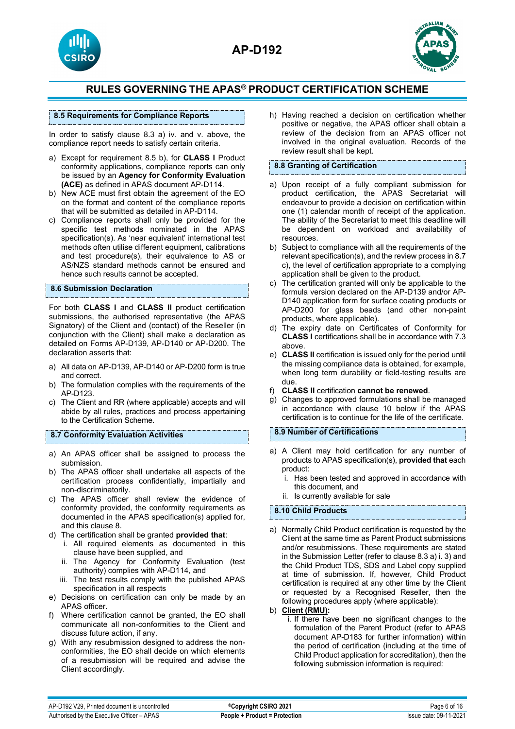### 8.5 Requirements for Compliance Reports

In order to satisfy clause 8.3 a) iv. and v. above, the compliance report needs to satisfy certain criteria.

a) Except for requirement 8.5 b), for **CLASS I** Product conformity applications, compliance reports can only be issued by an **Agency for Conformity Evaluation (ACE)** as defined in APAS document AP-D114.
b) New ACE must first obtain the agreement of the EO on the format and content of the compliance reports that will be submitted as detailed in AP-D114.
c) Compliance reports shall only be provided for the specific test methods nominated in the APAS specification(s). As 'near equivalent' international test methods often utilise different equipment, calibrations and test procedure(s), their equivalence to AS or AS/NZS standard methods cannot be ensured and hence such results cannot be accepted.

### 8.6 Submission Declaration

For both **CLASS I** and **CLASS II** product certification submissions, the authorised representative (the APAS Signatory) of the Client and (contact) of the Reseller (in conjunction with the Client) shall make a declaration as detailed on Forms AP-D139, AP-D140 or AP-D200. The declaration asserts that:

a) All data on AP-D139, AP-D140 or AP-D200 form is true and correct.
b) The formulation complies with the requirements of the AP-D123.
c) The Client and RR (where applicable) accepts and will abide by all rules, practices and process appertaining to the Certification Scheme.

### 8.7 Conformity Evaluation Activities

a) An APAS officer shall be assigned to process the submission.
b) The APAS officer shall undertake all aspects of the certification process confidentially, impartially and non-discriminatorily.
c) The APAS officer shall review the evidence of conformity provided, the conformity requirements as documented in the APAS specification(s) applied for, and this clause 8.
d) The certification shall be granted **provided that**:
   i. All required elements as documented in this clause have been supplied, and
   ii. The Agency for Conformity Evaluation (test authority) complies with AP-D114, and
   iii. The test results comply with the published APAS specification in all respects
e) Decisions on certification can only be made by an APAS officer.
f) Where certification cannot be granted, the EO shall communicate all non-conformities to the Client and discuss future action, if any.
g) With any resubmission designed to address the non-conformities, the EO shall decide on which elements of a resubmission will be required and advise the Client accordingly.
h) Having reached a decision on certification whether positive or negative, the APAS officer shall obtain a review of the decision from an APAS officer not involved in the original evaluation. Records of the review result shall be kept.

### 8.8 Granting of Certification

a) Upon receipt of a fully compliant submission for product certification, the APAS Secretariat will endeavour to provide a decision on certification within one (1) calendar month of receipt of the application. The ability of the Secretariat to meet this deadline will be dependent on workload and availability of resources.
b) Subject to compliance with all the requirements of the relevant specification(s), and the review process in 8.7 c), the level of certification appropriate to a complying application shall be given to the product.
c) The certification granted will only be applicable to the formula version declared on the AP-D139 and/or AP-D140 application form for surface coating products or AP-D200 for glass beads (and other non-paint products, where applicable).
d) The expiry date on Certificates of Conformity for **CLASS I** certifications shall be in accordance with 7.3 above.
e) **CLASS II** certification is issued only for the period until the missing compliance data is obtained, for example, when long term durability or field-testing results are due.
f) **CLASS II** certification **cannot be renewed**.
g) Changes to approved formulations shall be managed in accordance with clause 10 below if the APAS certification is to continue for the life of the certificate.

### 8.9 Number of Certifications

a) A Client may hold certification for any number of products to APAS specification(s), **provided that** each product:
   i. Has been tested and approved in accordance with this document, and
   ii. Is currently available for sale

### 8.10 Child Products

a) Normally Child Product certification is requested by the Client at the same time as Parent Product submissions and/or resubmissions. These requirements are stated in the Submission Letter (refer to clause 8.3 a) i. 3) and the Child Product TDS, SDS and Label copy supplied at time of submission. If, however, Child Product certification is required at any other time by the Client or requested by a Recognised Reseller, then the following procedures apply (where applicable):
b) **Client (RMU):**
   i. If there have been **no** significant changes to the formulation of the Parent Product (refer to APAS document AP-D183 for further information) within the period of certification (including at the time of Child Product application for accreditation), then the following submission information is required: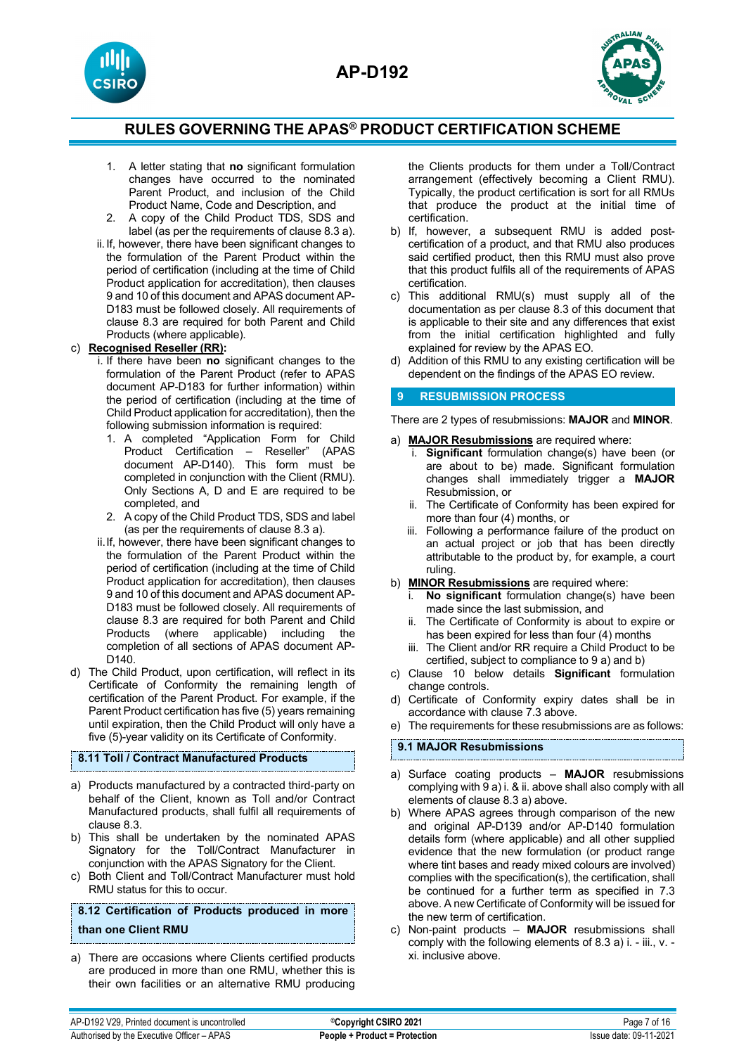1. A letter stating that **no** significant formulation changes have occurred to the nominated Parent Product, and inclusion of the Child Product Name, Code and Description, and
2. A copy of the Child Product TDS, SDS and label (as per the requirements of clause 8.3 a).

ii. If, however, there have been significant changes to the formulation of the Parent Product within the period of certification (including at the time of Child Product application for accreditation), then clauses 9 and 10 of this document and APAS document AP-D183 must be followed closely. All requirements of clause 8.3 are required for both Parent and Child Products (where applicable).

c) **Recognised Reseller (RR):**

i. If there have been **no** significant changes to the formulation of the Parent Product (refer to APAS document AP-D183 for further information) within the period of certification (including at the time of Child Product application for accreditation), then the following submission information is required:

1. A completed "Application Form for Child Product Certification – Reseller" (APAS document AP-D140). This form must be completed in conjunction with the Client (RMU). Only Sections A, D and E are required to be completed, and
2. A copy of the Child Product TDS, SDS and label (as per the requirements of clause 8.3 a).

ii. If, however, there have been significant changes to the formulation of the Parent Product within the period of certification (including at the time of Child Product application for accreditation), then clauses 9 and 10 of this document and APAS document AP-D183 must be followed closely. All requirements of clause 8.3 are required for both Parent and Child Products (where applicable) including the completion of all sections of APAS document AP-D140.

d) The Child Product, upon certification, will reflect in its Certificate of Conformity the remaining length of certification of the Parent Product. For example, if the Parent Product certification has five (5) years remaining until expiration, then the Child Product will only have a five (5)-year validity on its Certificate of Conformity.

### 8.11 Toll / Contract Manufactured Products

a) Products manufactured by a contracted third-party on behalf of the Client, known as Toll and/or Contract Manufactured products, shall fulfil all requirements of clause 8.3.

b) This shall be undertaken by the nominated APAS Signatory for the Toll/Contract Manufacturer in conjunction with the APAS Signatory for the Client.

c) Both Client and Toll/Contract Manufacturer must hold RMU status for this to occur.

### 8.12 Certification of Products produced in more than one Client RMU

a) There are occasions where Clients certified products are produced in more than one RMU, whether this is their own facilities or an alternative RMU producing the Clients products for them under a Toll/Contract arrangement (effectively becoming a Client RMU). Typically, the product certification is sort for all RMUs that produce the product at the initial time of certification.

b) If, however, a subsequent RMU is added post-certification of a product, and that RMU also produces said certified product, then this RMU must also prove that this product fulfils all of the requirements of APAS certification.

c) This additional RMU(s) must supply all of the documentation as per clause 8.3 of this document that is applicable to their site and any differences that exist from the initial certification highlighted and fully explained for review by the APAS EO.

d) Addition of this RMU to any existing certification will be dependent on the findings of the APAS EO review.

## 9 RESUBMISSION PROCESS

There are 2 types of resubmissions: **MAJOR** and **MINOR**.

a) **MAJOR Resubmissions** are required where:

i. **Significant** formulation change(s) have been (or are about to be) made. Significant formulation changes shall immediately trigger a **MAJOR** Resubmission, or

ii. The Certificate of Conformity has been expired for more than four (4) months, or

iii. Following a performance failure of the product on an actual project or job that has been directly attributable to the product by, for example, a court ruling.

b) **MINOR Resubmissions** are required where:

i. **No significant** formulation change(s) have been made since the last submission, and

ii. The Certificate of Conformity is about to expire or has been expired for less than four (4) months

iii. The Client and/or RR require a Child Product to be certified, subject to compliance to 9 a) and b)

c) Clause 10 below details **Significant** formulation change controls.

d) Certificate of Conformity expiry dates shall be in accordance with clause 7.3 above.

e) The requirements for these resubmissions are as follows:

### 9.1 MAJOR Resubmissions

a) Surface coating products – **MAJOR** resubmissions complying with 9 a) i. & ii. above shall also comply with all elements of clause 8.3 a) above.

b) Where APAS agrees through comparison of the new and original AP-D139 and/or AP-D140 formulation details form (where applicable) and all other supplied evidence that the new formulation (or product range where tint bases and ready mixed colours are involved) complies with the specification(s), the certification, shall be continued for a further term as specified in 7.3 above. A new Certificate of Conformity will be issued for the new term of certification.

c) Non-paint products – **MAJOR** resubmissions shall comply with the following elements of 8.3 a) i. - iii., v. - xi. inclusive above.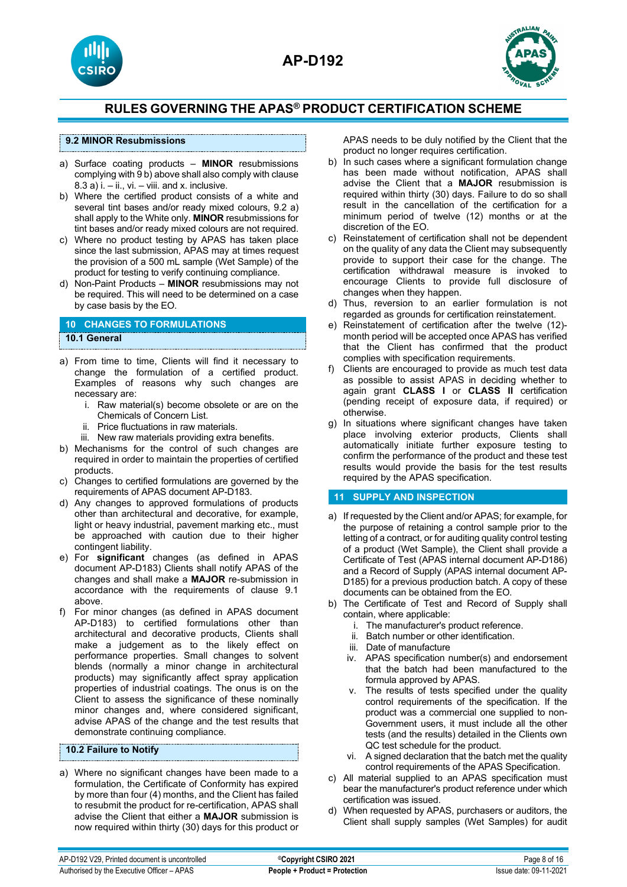### 9.2 MINOR Resubmissions

a) Surface coating products – **MINOR** resubmissions complying with 9 b) above shall also comply with clause 8.3 a) i. – ii., vi. – viii. and x. inclusive.
b) Where the certified product consists of a white and several tint bases and/or ready mixed colours, 9.2 a) shall apply to the White only. **MINOR** resubmissions for tint bases and/or ready mixed colours are not required.
c) Where no product testing by APAS has taken place since the last submission, APAS may at times request the provision of a 500 mL sample (Wet Sample) of the product for testing to verify continuing compliance.
d) Non-Paint Products – **MINOR** resubmissions may not be required. This will need to be determined on a case by case basis by the EO.

## 10 CHANGES TO FORMULATIONS

### 10.1 General

a) From time to time, Clients will find it necessary to change the formulation of a certified product. Examples of reasons why such changes are necessary are:
   i. Raw material(s) become obsolete or are on the Chemicals of Concern List.
   ii. Price fluctuations in raw materials.
   iii. New raw materials providing extra benefits.
b) Mechanisms for the control of such changes are required in order to maintain the properties of certified products.
c) Changes to certified formulations are governed by the requirements of APAS document AP-D183.
d) Any changes to approved formulations of products other than architectural and decorative, for example, light or heavy industrial, pavement marking etc., must be approached with caution due to their higher contingent liability.
e) For **significant** changes (as defined in APAS document AP-D183) Clients shall notify APAS of the changes and shall make a **MAJOR** re-submission in accordance with the requirements of clause 9.1 above.
f) For minor changes (as defined in APAS document AP-D183) to certified formulations other than architectural and decorative products, Clients shall make a judgement as to the likely effect on performance properties. Small changes to solvent blends (normally a minor change in architectural products) may significantly affect spray application properties of industrial coatings. The onus is on the Client to assess the significance of these nominally minor changes and, where considered significant, advise APAS of the change and the test results that demonstrate continuing compliance.

### 10.2 Failure to Notify

a) Where no significant changes have been made to a formulation, the Certificate of Conformity has expired by more than four (4) months, and the Client has failed to resubmit the product for re-certification, APAS shall advise the Client that either a **MAJOR** submission is now required within thirty (30) days for this product or APAS needs to be duly notified by the Client that the product no longer requires certification.
b) In such cases where a significant formulation change has been made without notification, APAS shall advise the Client that a **MAJOR** resubmission is required within thirty (30) days. Failure to do so shall result in the cancellation of the certification for a minimum period of twelve (12) months or at the discretion of the EO.
c) Reinstatement of certification shall not be dependent on the quality of any data the Client may subsequently provide to support their case for the change. The certification withdrawal measure is invoked to encourage Clients to provide full disclosure of changes when they happen.
d) Thus, reversion to an earlier formulation is not regarded as grounds for certification reinstatement.
e) Reinstatement of certification after the twelve (12)-month period will be accepted once APAS has verified that the Client has confirmed that the product complies with specification requirements.
f) Clients are encouraged to provide as much test data as possible to assist APAS in deciding whether to again grant **CLASS I** or **CLASS II** certification (pending receipt of exposure data, if required) or otherwise.
g) In situations where significant changes have taken place involving exterior products, Clients shall automatically initiate further exposure testing to confirm the performance of the product and these test results would provide the basis for the test results required by the APAS specification.

## 11 SUPPLY AND INSPECTION

a) If requested by the Client and/or APAS; for example, for the purpose of retaining a control sample prior to the letting of a contract, or for auditing quality control testing of a product (Wet Sample), the Client shall provide a Certificate of Test (APAS internal document AP-D186) and a Record of Supply (APAS internal document AP-D185) for a previous production batch. A copy of these documents can be obtained from the EO.
b) The Certificate of Test and Record of Supply shall contain, where applicable:
   i. The manufacturer's product reference.
   ii. Batch number or other identification.
   iii. Date of manufacture
   iv. APAS specification number(s) and endorsement that the batch had been manufactured to the formula approved by APAS.
   v. The results of tests specified under the quality control requirements of the specification. If the product was a commercial one supplied to non-Government users, it must include all the other tests (and the results) detailed in the Clients own QC test schedule for the product.
   vi. A signed declaration that the batch met the quality control requirements of the APAS Specification.
c) All material supplied to an APAS specification must bear the manufacturer's product reference under which certification was issued.
d) When requested by APAS, purchasers or auditors, the Client shall supply samples (Wet Samples) for audit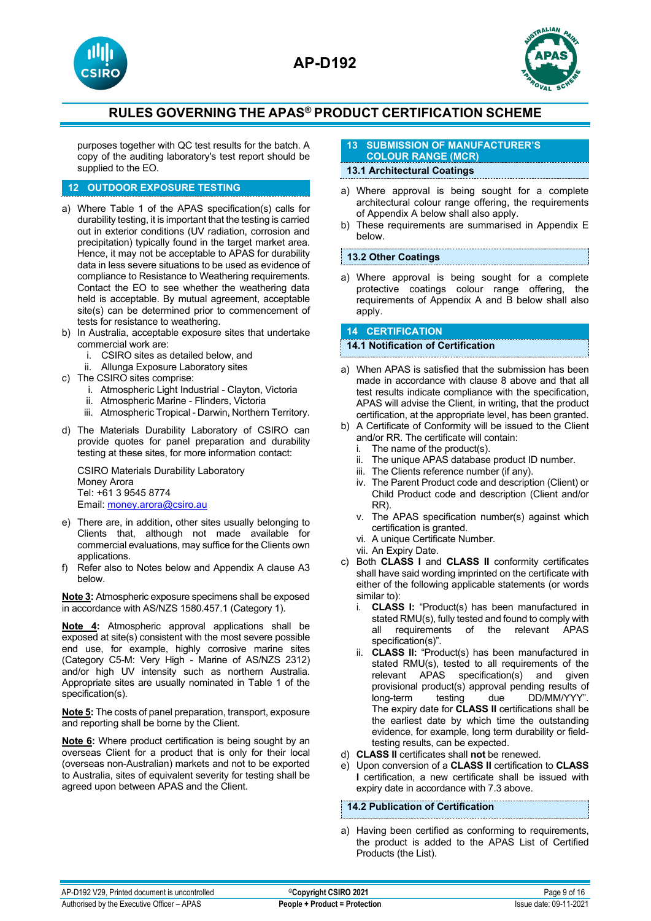purposes together with QC test results for the batch. A copy of the auditing laboratory's test report should be supplied to the EO.

## 12 OUTDOOR EXPOSURE TESTING

a) Where Table 1 of the APAS specification(s) calls for durability testing, it is important that the testing is carried out in exterior conditions (UV radiation, corrosion and precipitation) typically found in the target market area. Hence, it may not be acceptable to APAS for durability data in less severe situations to be used as evidence of compliance to Resistance to Weathering requirements. Contact the EO to see whether the weathering data held is acceptable. By mutual agreement, acceptable site(s) can be determined prior to commencement of tests for resistance to weathering.

b) In Australia, acceptable exposure sites that undertake commercial work are:
   i. CSIRO sites as detailed below, and
   ii. Allunga Exposure Laboratory sites

c) The CSIRO sites comprise:
   i. Atmospheric Light Industrial - Clayton, Victoria
   ii. Atmospheric Marine - Flinders, Victoria
   iii. Atmospheric Tropical - Darwin, Northern Territory.

d) The Materials Durability Laboratory of CSIRO can provide quotes for panel preparation and durability testing at these sites, for more information contact:

   CSIRO Materials Durability Laboratory
   Money Arora
   Tel: +61 3 9545 8774
   Email: money.arora@csiro.au

e) There are, in addition, other sites usually belonging to Clients that, although not made available for commercial evaluations, may suffice for the Clients own applications.

f) Refer also to Notes below and Appendix A clause A3 below.

**Note 3:** Atmospheric exposure specimens shall be exposed in accordance with AS/NZS 1580.457.1 (Category 1).

**Note 4:** Atmospheric approval applications shall be exposed at site(s) consistent with the most severe possible end use, for example, highly corrosive marine sites (Category C5-M: Very High - Marine of AS/NZS 2312) and/or high UV intensity such as northern Australia. Appropriate sites are usually nominated in Table 1 of the specification(s).

**Note 5:** The costs of panel preparation, transport, exposure and reporting shall be borne by the Client.

**Note 6:** Where product certification is being sought by an overseas Client for a product that is only for their local (overseas non-Australian) markets and not to be exported to Australia, sites of equivalent severity for testing shall be agreed upon between APAS and the Client.

## 13 SUBMISSION OF MANUFACTURER'S COLOUR RANGE (MCR)

### 13.1 Architectural Coatings

a) Where approval is being sought for a complete architectural colour range offering, the requirements of Appendix A below shall also apply.

b) These requirements are summarised in Appendix E below.

### 13.2 Other Coatings

a) Where approval is being sought for a complete protective coatings colour range offering, the requirements of Appendix A and B below shall also apply.

## 14 CERTIFICATION

### 14.1 Notification of Certification

a) When APAS is satisfied that the submission has been made in accordance with clause 8 above and that all test results indicate compliance with the specification, APAS will advise the Client, in writing, that the product certification, at the appropriate level, has been granted.

b) A Certificate of Conformity will be issued to the Client and/or RR. The certificate will contain:
   i. The name of the product(s).
   ii. The unique APAS database product ID number.
   iii. The Clients reference number (if any).
   iv. The Parent Product code and description (Client) or Child Product code and description (Client and/or RR).
   v. The APAS specification number(s) against which certification is granted.
   vi. A unique Certificate Number.
   vii. An Expiry Date.

c) Both **CLASS I** and **CLASS II** conformity certificates shall have said wording imprinted on the certificate with either of the following applicable statements (or words similar to):
   i. **CLASS I:** "Product(s) has been manufactured in stated RMU(s), fully tested and found to comply with all requirements of the relevant APAS specification(s)".
   ii. **CLASS II:** "Product(s) has been manufactured in stated RMU(s), tested to all requirements of the relevant APAS specification(s) and given provisional product(s) approval pending results of long-term testing due DD/MM/YYY". The expiry date for **CLASS II** certifications shall be the earliest date by which time the outstanding evidence, for example, long term durability or field-testing results, can be expected.

d) **CLASS II** certificates shall **not** be renewed.

e) Upon conversion of a **CLASS II** certification to **CLASS I** certification, a new certificate shall be issued with expiry date in accordance with 7.3 above.

### 14.2 Publication of Certification

a) Having been certified as conforming to requirements, the product is added to the APAS List of Certified Products (the List).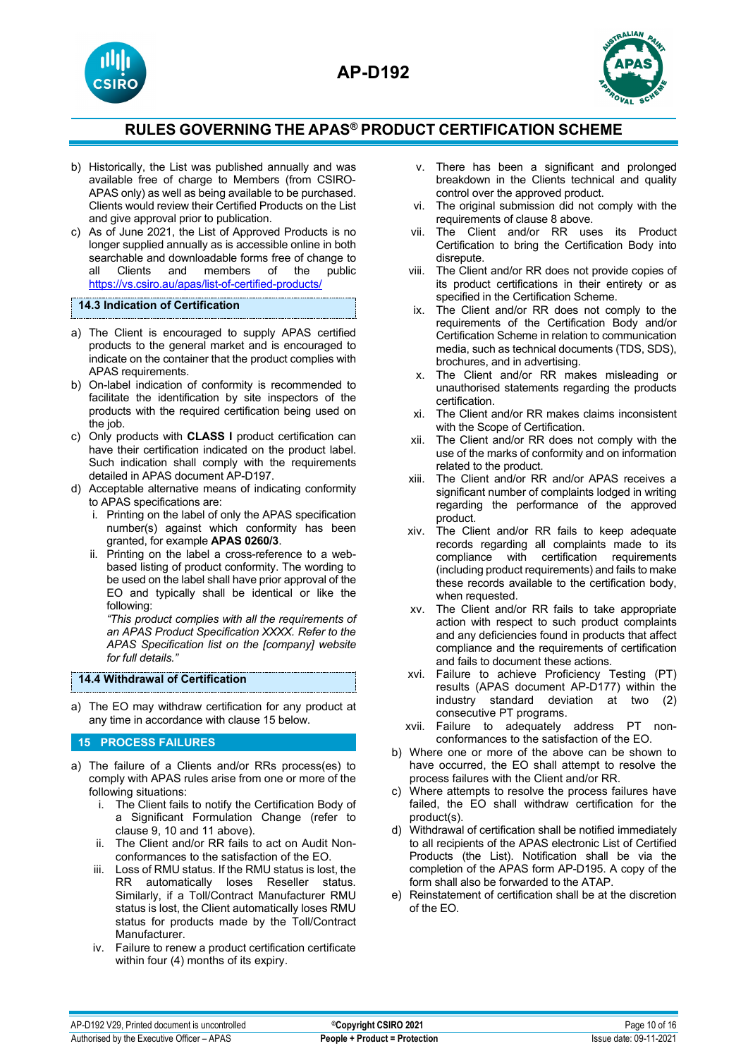b) Historically, the List was published annually and was available free of charge to Members (from CSIRO-APAS only) as well as being available to be purchased. Clients would review their Certified Products on the List and give approval prior to publication.

c) As of June 2021, the List of Approved Products is no longer supplied annually as is accessible online in both searchable and downloadable forms free of change to all Clients and members of the public https://vs.csiro.au/apas/list-of-certified-products/

### 14.3 Indication of Certification

a) The Client is encouraged to supply APAS certified products to the general market and is encouraged to indicate on the container that the product complies with APAS requirements.

b) On-label indication of conformity is recommended to facilitate the identification by site inspectors of the products with the required certification being used on the job.

c) Only products with **CLASS I** product certification can have their certification indicated on the product label. Such indication shall comply with the requirements detailed in APAS document AP-D197.

d) Acceptable alternative means of indicating conformity to APAS specifications are:

   i. Printing on the label of only the APAS specification number(s) against which conformity has been granted, for example **APAS 0260/3**.

   ii. Printing on the label a cross-reference to a web-based listing of product conformity. The wording to be used on the label shall have prior approval of the EO and typically shall be identical or like the following:

   *"This product complies with all the requirements of an APAS Product Specification XXXX. Refer to the APAS Specification list on the [company] website for full details."*

### 14.4 Withdrawal of Certification

a) The EO may withdraw certification for any product at any time in accordance with clause 15 below.

## 15 PROCESS FAILURES

a) The failure of a Clients and/or RRs process(es) to comply with APAS rules arise from one or more of the following situations:

   i. The Client fails to notify the Certification Body of a Significant Formulation Change (refer to clause 9, 10 and 11 above).

   ii. The Client and/or RR fails to act on Audit Non-conformances to the satisfaction of the EO.

   iii. Loss of RMU status. If the RMU status is lost, the RR automatically loses Reseller status. Similarly, if a Toll/Contract Manufacturer RMU status is lost, the Client automatically loses RMU status for products made by the Toll/Contract Manufacturer.

   iv. Failure to renew a product certification certificate within four (4) months of its expiry.

   v. There has been a significant and prolonged breakdown in the Clients technical and quality control over the approved product.

   vi. The original submission did not comply with the requirements of clause 8 above.

   vii. The Client and/or RR uses its Product Certification to bring the Certification Body into disrepute.

   viii. The Client and/or RR does not provide copies of its product certifications in their entirety or as specified in the Certification Scheme.

   ix. The Client and/or RR does not comply to the requirements of the Certification Body and/or Certification Scheme in relation to communication media, such as technical documents (TDS, SDS), brochures, and in advertising.

   x. The Client and/or RR makes misleading or unauthorised statements regarding the products certification.

   xi. The Client and/or RR makes claims inconsistent with the Scope of Certification.

   xii. The Client and/or RR does not comply with the use of the marks of conformity and on information related to the product.

   xiii. The Client and/or RR and/or APAS receives a significant number of complaints lodged in writing regarding the performance of the approved product.

   xiv. The Client and/or RR fails to keep adequate records regarding all complaints made to its compliance with certification requirements (including product requirements) and fails to make these records available to the certification body, when requested.

   xv. The Client and/or RR fails to take appropriate action with respect to such product complaints and any deficiencies found in products that affect compliance and the requirements of certification and fails to document these actions.

   xvi. Failure to achieve Proficiency Testing (PT) results (APAS document AP-D177) within the industry standard deviation at two (2) consecutive PT programs.

   xvii. Failure to adequately address PT non-conformances to the satisfaction of the EO.

b) Where one or more of the above can be shown to have occurred, the EO shall attempt to resolve the process failures with the Client and/or RR.

c) Where attempts to resolve the process failures have failed, the EO shall withdraw certification for the product(s).

d) Withdrawal of certification shall be notified immediately to all recipients of the APAS electronic List of Certified Products (the List). Notification shall be via the completion of the APAS form AP-D195. A copy of the form shall also be forwarded to the ATAP.

e) Reinstatement of certification shall be at the discretion of the EO.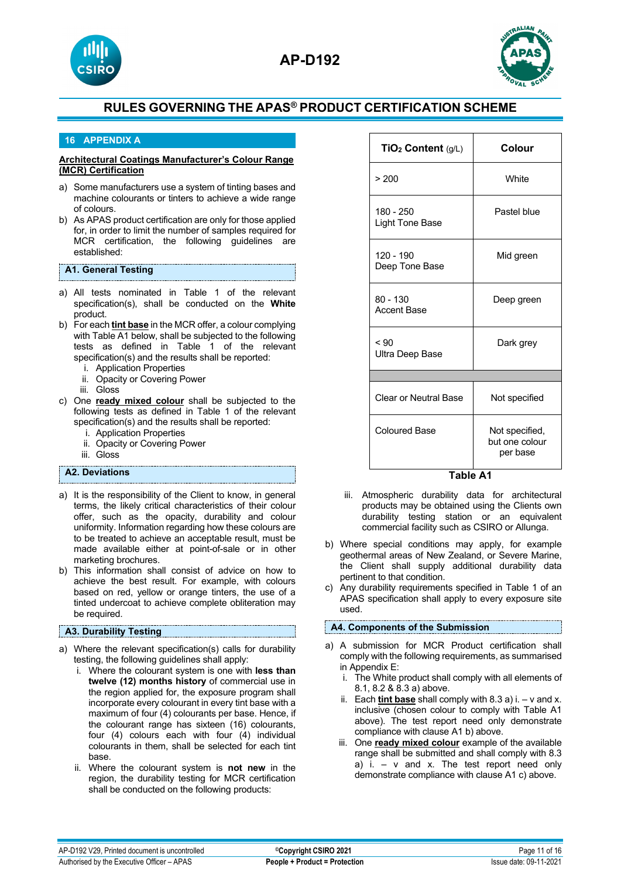## 16 APPENDIX A

**Architectural Coatings Manufacturer's Colour Range (MCR) Certification**

a) Some manufacturers use a system of tinting bases and machine colourants or tinters to achieve a wide range of colours.
b) As APAS product certification are only for those applied for, in order to limit the number of samples required for MCR certification, the following guidelines are established:

### A1. General Testing

a) All tests nominated in Table 1 of the relevant specification(s), shall be conducted on the **White** product.
b) For each **tint base** in the MCR offer, a colour complying with Table A1 below, shall be subjected to the following tests as defined in Table 1 of the relevant specification(s) and the results shall be reported:
   i. Application Properties
   ii. Opacity or Covering Power
   iii. Gloss
c) One **ready mixed colour** shall be subjected to the following tests as defined in Table 1 of the relevant specification(s) and the results shall be reported:
   i. Application Properties
   ii. Opacity or Covering Power
   iii. Gloss

### A2. Deviations

a) It is the responsibility of the Client to know, in general terms, the likely critical characteristics of their colour offer, such as the opacity, durability and colour uniformity. Information regarding how these colours are to be treated to achieve an acceptable result, must be made available either at point-of-sale or in other marketing brochures.
b) This information shall consist of advice on how to achieve the best result. For example, with colours based on red, yellow or orange tinters, the use of a tinted undercoat to achieve complete obliteration may be required.

### A3. Durability Testing

a) Where the relevant specification(s) calls for durability testing, the following guidelines shall apply:
   i. Where the colourant system is one with **less than twelve (12) months history** of commercial use in the region applied for, the exposure program shall incorporate every colourant in every tint base with a maximum of four (4) colourants per base. Hence, if the colourant range has sixteen (16) colourants, four (4) colours each with four (4) individual colourants in them, shall be selected for each tint base.
   ii. Where the colourant system is **not new** in the region, the durability testing for MCR certification shall be conducted on the following products:

| $TiO_2$ Content (g/L) | Colour |
|---|---|
| > 200 | White |
| 180 - 250<br>Light Tone Base | Pastel blue |
| 120 - 190<br>Deep Tone Base | Mid green |
| 80 - 130<br>Accent Base | Deep green |
| < 90<br>Ultra Deep Base | Dark grey |
| | |
| Clear or Neutral Base | Not specified |
| Coloured Base | Not specified, but one colour per base |

**Table A1**

   iii. Atmospheric durability data for architectural products may be obtained using the Clients own durability testing station or an equivalent commercial facility such as CSIRO or Allunga.

b) Where special conditions may apply, for example geothermal areas of New Zealand, or Severe Marine, the Client shall supply additional durability data pertinent to that condition.
c) Any durability requirements specified in Table 1 of an APAS specification shall apply to every exposure site used.

### A4. Components of the Submission

a) A submission for MCR Product certification shall comply with the following requirements, as summarised in Appendix E:
   i. The White product shall comply with all elements of 8.1, 8.2 & 8.3 a) above.
   ii. Each **tint base** shall comply with 8.3 a) i. – v and x. inclusive (chosen colour to comply with Table A1 above). The test report need only demonstrate compliance with clause A1 b) above.
   iii. One **ready mixed colour** example of the available range shall be submitted and shall comply with 8.3 a) i. – v and x. The test report need only demonstrate compliance with clause A1 c) above.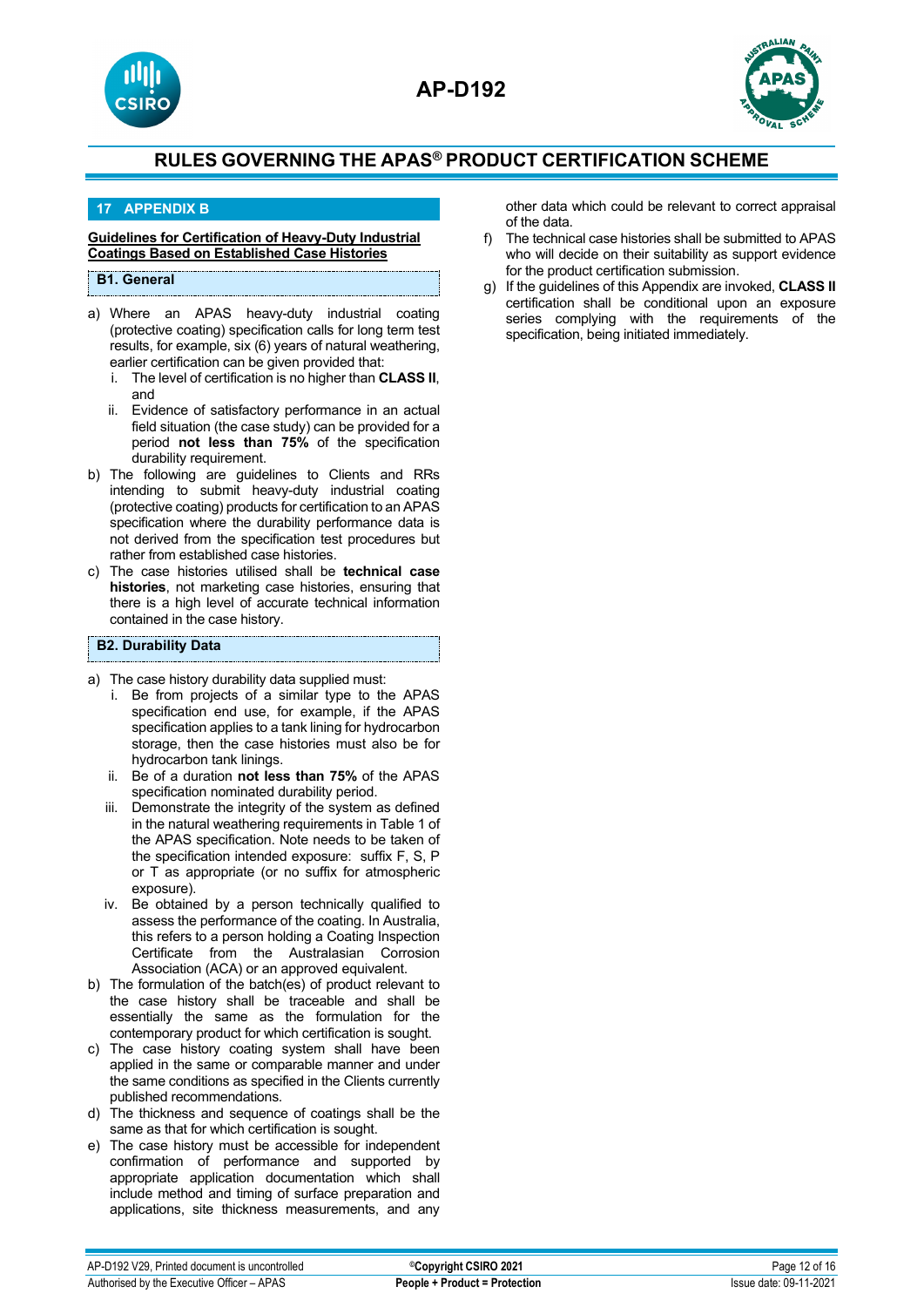## 17 APPENDIX B

**Guidelines for Certification of Heavy-Duty Industrial Coatings Based on Established Case Histories**

### B1. General

a) Where an APAS heavy-duty industrial coating (protective coating) specification calls for long term test results, for example, six (6) years of natural weathering, earlier certification can be given provided that:
   i. The level of certification is no higher than **CLASS II**, and
   ii. Evidence of satisfactory performance in an actual field situation (the case study) can be provided for a period **not less than 75%** of the specification durability requirement.

b) The following are guidelines to Clients and RRs intending to submit heavy-duty industrial coating (protective coating) products for certification to an APAS specification where the durability performance data is not derived from the specification test procedures but rather from established case histories.

c) The case histories utilised shall be **technical case histories**, not marketing case histories, ensuring that there is a high level of accurate technical information contained in the case history.

### B2. Durability Data

a) The case history durability data supplied must:
   i. Be from projects of a similar type to the APAS specification end use, for example, if the APAS specification applies to a tank lining for hydrocarbon storage, then the case histories must also be for hydrocarbon tank linings.
   ii. Be of a duration **not less than 75%** of the APAS specification nominated durability period.
   iii. Demonstrate the integrity of the system as defined in the natural weathering requirements in Table 1 of the APAS specification. Note needs to be taken of the specification intended exposure: suffix F, S, P or T as appropriate (or no suffix for atmospheric exposure).
   iv. Be obtained by a person technically qualified to assess the performance of the coating. In Australia, this refers to a person holding a Coating Inspection Certificate from the Australasian Corrosion Association (ACA) or an approved equivalent.

b) The formulation of the batch(es) of product relevant to the case history shall be traceable and shall be essentially the same as the formulation for the contemporary product for which certification is sought.

c) The case history coating system shall have been applied in the same or comparable manner and under the same conditions as specified in the Clients currently published recommendations.

d) The thickness and sequence of coatings shall be the same as that for which certification is sought.

e) The case history must be accessible for independent confirmation of performance and supported by appropriate application documentation which shall include method and timing of surface preparation and applications, site thickness measurements, and any other data which could be relevant to correct appraisal of the data.

f) The technical case histories shall be submitted to APAS who will decide on their suitability as support evidence for the product certification submission.

g) If the guidelines of this Appendix are invoked, **CLASS II** certification shall be conditional upon an exposure series complying with the requirements of the specification, being initiated immediately.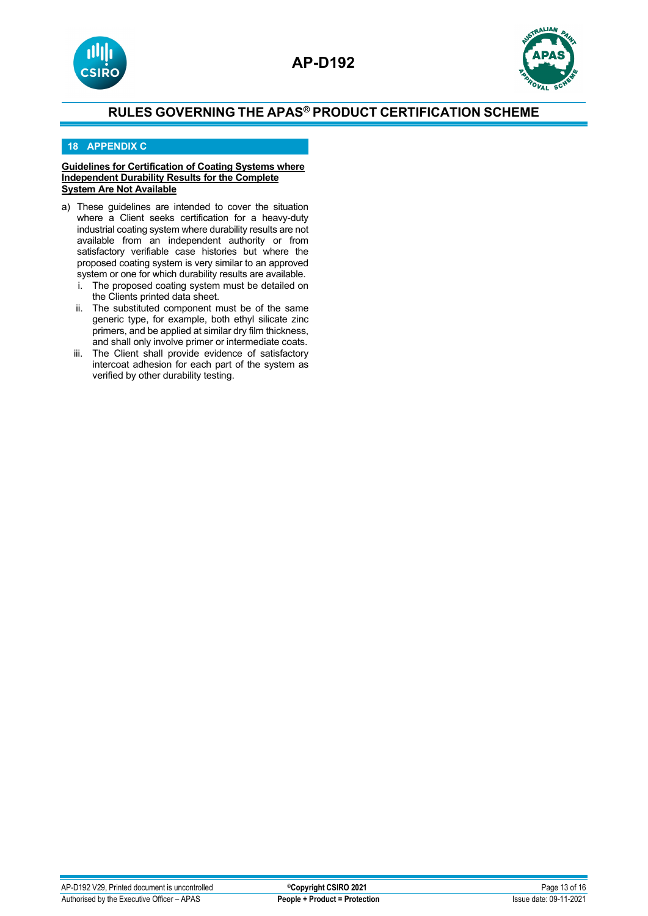## 18 APPENDIX C

**Guidelines for Certification of Coating Systems where Independent Durability Results for the Complete System Are Not Available**

a) These guidelines are intended to cover the situation where a Client seeks certification for a heavy-duty industrial coating system where durability results are not available from an independent authority or from satisfactory verifiable case histories but where the proposed coating system is very similar to an approved system or one for which durability results are available.

   i. The proposed coating system must be detailed on the Clients printed data sheet.

   ii. The substituted component must be of the same generic type, for example, both ethyl silicate zinc primers, and be applied at similar dry film thickness, and shall only involve primer or intermediate coats.

   iii. The Client shall provide evidence of satisfactory intercoat adhesion for each part of the system as verified by other durability testing.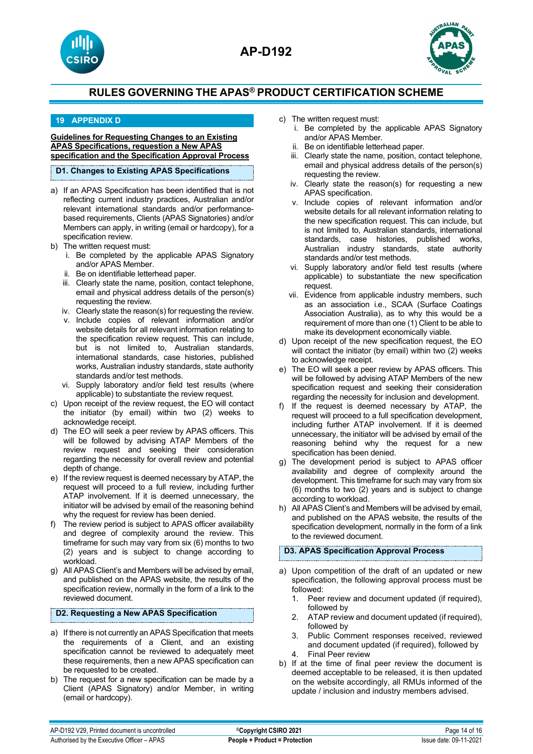## 19 APPENDIX D

**Guidelines for Requesting Changes to an Existing APAS Specifications, requestion a New APAS specification and the Specification Approval Process**

### D1. Changes to Existing APAS Specifications

a) If an APAS Specification has been identified that is not reflecting current industry practices, Australian and/or relevant international standards and/or performance-based requirements, Clients (APAS Signatories) and/or Members can apply, in writing (email or hardcopy), for a specification review.

b) The written request must:
   i. Be completed by the applicable APAS Signatory and/or APAS Member.
   ii. Be on identifiable letterhead paper.
   iii. Clearly state the name, position, contact telephone, email and physical address details of the person(s) requesting the review.
   iv. Clearly state the reason(s) for requesting the review.
   v. Include copies of relevant information and/or website details for all relevant information relating to the specification review request. This can include, but is not limited to, Australian standards, international standards, case histories, published works, Australian industry standards, state authority standards and/or test methods.
   vi. Supply laboratory and/or field test results (where applicable) to substantiate the review request.

c) Upon receipt of the review request, the EO will contact the initiator (by email) within two (2) weeks to acknowledge receipt.

d) The EO will seek a peer review by APAS officers. This will be followed by advising ATAP Members of the review request and seeking their consideration regarding the necessity for overall review and potential depth of change.

e) If the review request is deemed necessary by ATAP, the request will proceed to a full review, including further ATAP involvement. If it is deemed unnecessary, the initiator will be advised by email of the reasoning behind why the request for review has been denied.

f) The review period is subject to APAS officer availability and degree of complexity around the review. This timeframe for such may vary from six (6) months to two (2) years and is subject to change according to workload.

g) All APAS Client's and Members will be advised by email, and published on the APAS website, the results of the specification review, normally in the form of a link to the reviewed document.

### D2. Requesting a New APAS Specification

a) If there is not currently an APAS Specification that meets the requirements of a Client, and an existing specification cannot be reviewed to adequately meet these requirements, then a new APAS specification can be requested to be created.

b) The request for a new specification can be made by a Client (APAS Signatory) and/or Member, in writing (email or hardcopy).

c) The written request must:
   i. Be completed by the applicable APAS Signatory and/or APAS Member.
   ii. Be on identifiable letterhead paper.
   iii. Clearly state the name, position, contact telephone, email and physical address details of the person(s) requesting the review.
   iv. Clearly state the reason(s) for requesting a new APAS specification.
   v. Include copies of relevant information and/or website details for all relevant information relating to the new specification request. This can include, but is not limited to, Australian standards, international standards, case histories, published works, Australian industry standards, state authority standards and/or test methods.
   vi. Supply laboratory and/or field test results (where applicable) to substantiate the new specification request.
   vii. Evidence from applicable industry members, such as an association i.e., SCAA (Surface Coatings Association Australia), as to why this would be a requirement of more than one (1) Client to be able to make its development economically viable.

d) Upon receipt of the new specification request, the EO will contact the initiator (by email) within two (2) weeks to acknowledge receipt.

e) The EO will seek a peer review by APAS officers. This will be followed by advising ATAP Members of the new specification request and seeking their consideration regarding the necessity for inclusion and development.

f) If the request is deemed necessary by ATAP, the request will proceed to a full specification development, including further ATAP involvement. If it is deemed unnecessary, the initiator will be advised by email of the reasoning behind why the request for a new specification has been denied.

g) The development period is subject to APAS officer availability and degree of complexity around the development. This timeframe for such may vary from six (6) months to two (2) years and is subject to change according to workload.

h) All APAS Client's and Members will be advised by email, and published on the APAS website, the results of the specification development, normally in the form of a link to the reviewed document.

### D3. APAS Specification Approval Process

a) Upon competition of the draft of an updated or new specification, the following approval process must be followed:
   1. Peer review and document updated (if required), followed by
   2. ATAP review and document updated (if required), followed by
   3. Public Comment responses received, reviewed and document updated (if required), followed by
   4. Final Peer review

b) If at the time of final peer review the document is deemed acceptable to be released, it is then updated on the website accordingly, all RMUs informed of the update / inclusion and industry members advised.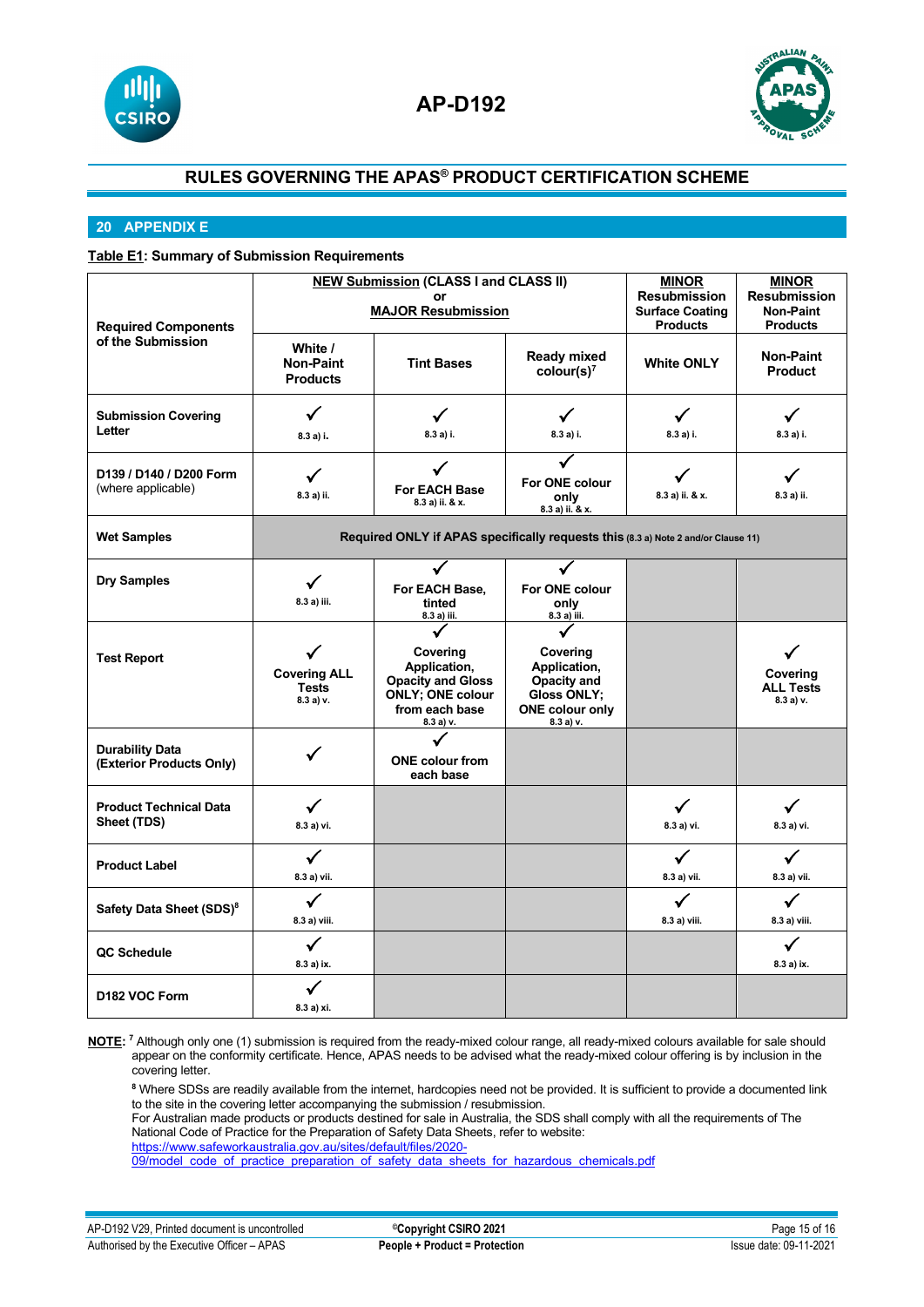## 20 APPENDIX E

**Table E1: Summary of Submission Requirements**

| Required Components of the Submission | NEW Submission (CLASS I and CLASS II) or MAJOR Resubmission | | | MINOR Resubmission Surface Coating Products | MINOR Resubmission Non-Paint Products |
|---|---|---|---|---|---|
| | White / Non-Paint Products | Tint Bases | Ready mixed colour(s)[7] | White ONLY | Non-Paint Product |
| **Submission Covering Letter** | ✓ 8.3 a) i. | ✓ 8.3 a) i. | ✓ 8.3 a) i. | ✓ 8.3 a) i. | ✓ 8.3 a) i. |
| **D139 / D140 / D200 Form** (where applicable) | ✓ 8.3 a) ii. | ✓ For EACH Base 8.3 a) ii. & x. | ✓ For ONE colour only 8.3 a) ii. & x. | ✓ 8.3 a) ii. & x. | ✓ 8.3 a) ii. |
| **Wet Samples** | Required ONLY if APAS specifically requests this (8.3 a) Note 2 and/or Clause 11) | | | | |
| **Dry Samples** | ✓ 8.3 a) iii. | ✓ For EACH Base, tinted 8.3 a) iii. | ✓ For ONE colour only 8.3 a) iii. | | |
| **Test Report** | ✓ Covering ALL Tests 8.3 a) v. | ✓ Covering Application, Opacity and Gloss ONLY; ONE colour from each base 8.3 a) v. | ✓ Covering Application, Opacity and Gloss ONLY; ONE colour only 8.3 a) v. | | ✓ Covering ALL Tests 8.3 a) v. |
| **Durability Data (Exterior Products Only)** | ✓ | ✓ ONE colour from each base | | | |
| **Product Technical Data Sheet (TDS)** | ✓ 8.3 a) vi. | | | ✓ 8.3 a) vi. | ✓ 8.3 a) vi. |
| **Product Label** | ✓ 8.3 a) vii. | | | ✓ 8.3 a) vii. | ✓ 8.3 a) vii. |
| **Safety Data Sheet (SDS)[8]** | ✓ 8.3 a) viii. | | | ✓ 8.3 a) viii. | ✓ 8.3 a) viii. |
| **QC Schedule** | ✓ 8.3 a) ix. | | | | ✓ 8.3 a) ix. |
| **D182 VOC Form** | ✓ 8.3 a) xi. | | | | |

**NOTE:** [7] Although only one (1) submission is required from the ready-mixed colour range, all ready-mixed colours available for sale should appear on the conformity certificate. Hence, APAS needs to be advised what the ready-mixed colour offering is by inclusion in the covering letter.

[8] Where SDSs are readily available from the internet, hardcopies need not be provided. It is sufficient to provide a documented link to the site in the covering letter accompanying the submission / resubmission.
For Australian made products or products destined for sale in Australia, the SDS shall comply with all the requirements of The National Code of Practice for the Preparation of Safety Data Sheets, refer to website:
https://www.safeworkaustralia.gov.au/sites/default/files/2020-09/model_code_of_practice_preparation_of_safety_data_sheets_for_hazardous_chemicals.pdf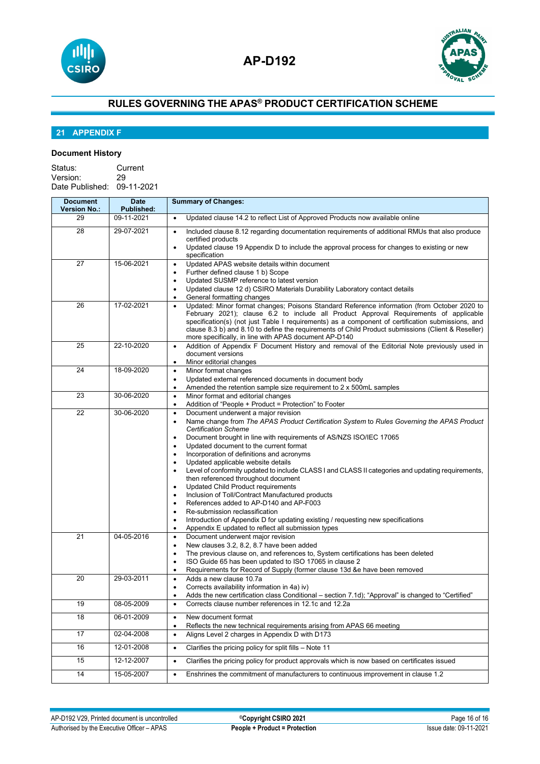## 21 APPENDIX F

### Document History

Status: Current
Version: 29
Date Published: 09-11-2021

| Document Version No.: | Date Published: | Summary of Changes: |
|---|---|---|
| 29 | 09-11-2021 | • Updated clause 14.2 to reflect List of Approved Products now available online |
| 28 | 29-07-2021 | • Included clause 8.12 regarding documentation requirements of additional RMUs that also produce certified products<br>• Updated clause 19 Appendix D to include the approval process for changes to existing or new specification |
| 27 | 15-06-2021 | • Updated APAS website details within document<br>• Further defined clause 1 b) Scope<br>• Updated SUSMP reference to latest version<br>• Updated clause 12 d) CSIRO Materials Durability Laboratory contact details<br>• General formatting changes |
| 26 | 17-02-2021 | • Updated: Minor format changes; Poisons Standard Reference information (from October 2020 to February 2021); clause 6.2 to include all Product Approval Requirements of applicable specification(s) (not just Table I requirements) as a component of certification submissions, and clause 8.3 b) and 8.10 to define the requirements of Child Product submissions (Client & Reseller) more specifically, in line with APAS document AP-D140 |
| 25 | 22-10-2020 | • Addition of Appendix F Document History and removal of the Editorial Note previously used in document versions<br>• Minor editorial changes |
| 24 | 18-09-2020 | • Minor format changes<br>• Updated external referenced documents in document body<br>• Amended the retention sample size requirement to 2 x 500mL samples |
| 23 | 30-06-2020 | • Minor format and editorial changes<br>• Addition of "People + Product = Protection" to Footer |
| 22 | 30-06-2020 | • Document underwent a major revision<br>• Name change from *The APAS Product Certification System* to *Rules Governing the APAS Product Certification Scheme*<br>• Document brought in line with requirements of AS/NZS ISO/IEC 17065<br>• Updated document to the current format<br>• Incorporation of definitions and acronyms<br>• Updated applicable website details<br>• Level of conformity updated to include CLASS I and CLASS II categories and updating requirements, then referenced throughout document<br>• Updated Child Product requirements<br>• Inclusion of Toll/Contract Manufactured products<br>• References added to AP-D140 and AP-F003<br>• Re-submission reclassification<br>• Introduction of Appendix D for updating existing / requesting new specifications<br>• Appendix E updated to reflect all submission types |
| 21 | 04-05-2016 | • Document underwent major revision<br>• New clauses 3.2, 8.2, 8.7 have been added<br>• The previous clause on, and references to, System certifications has been deleted<br>• ISO Guide 65 has been updated to ISO 17065 in clause 2<br>• Requirements for Record of Supply (former clause 13d &e have been removed |
| 20 | 29-03-2011 | • Adds a new clause 10.7a<br>• Corrects availability information in 4a) iv)<br>• Adds the new certification class Conditional – section 7.1d); "Approval" is changed to "Certified" |
| 19 | 08-05-2009 | • Corrects clause number references in 12.1c and 12.2a |
| 18 | 06-01-2009 | • New document format<br>• Reflects the new technical requirements arising from APAS 66 meeting |
| 17 | 02-04-2008 | • Aligns Level 2 charges in Appendix D with D173 |
| 16 | 12-01-2008 | • Clarifies the pricing policy for split fills – Note 11 |
| 15 | 12-12-2007 | • Clarifies the pricing policy for product approvals which is now based on certificates issued |
| 14 | 15-05-2007 | • Enshrines the commitment of manufacturers to continuous improvement in clause 1.2 |